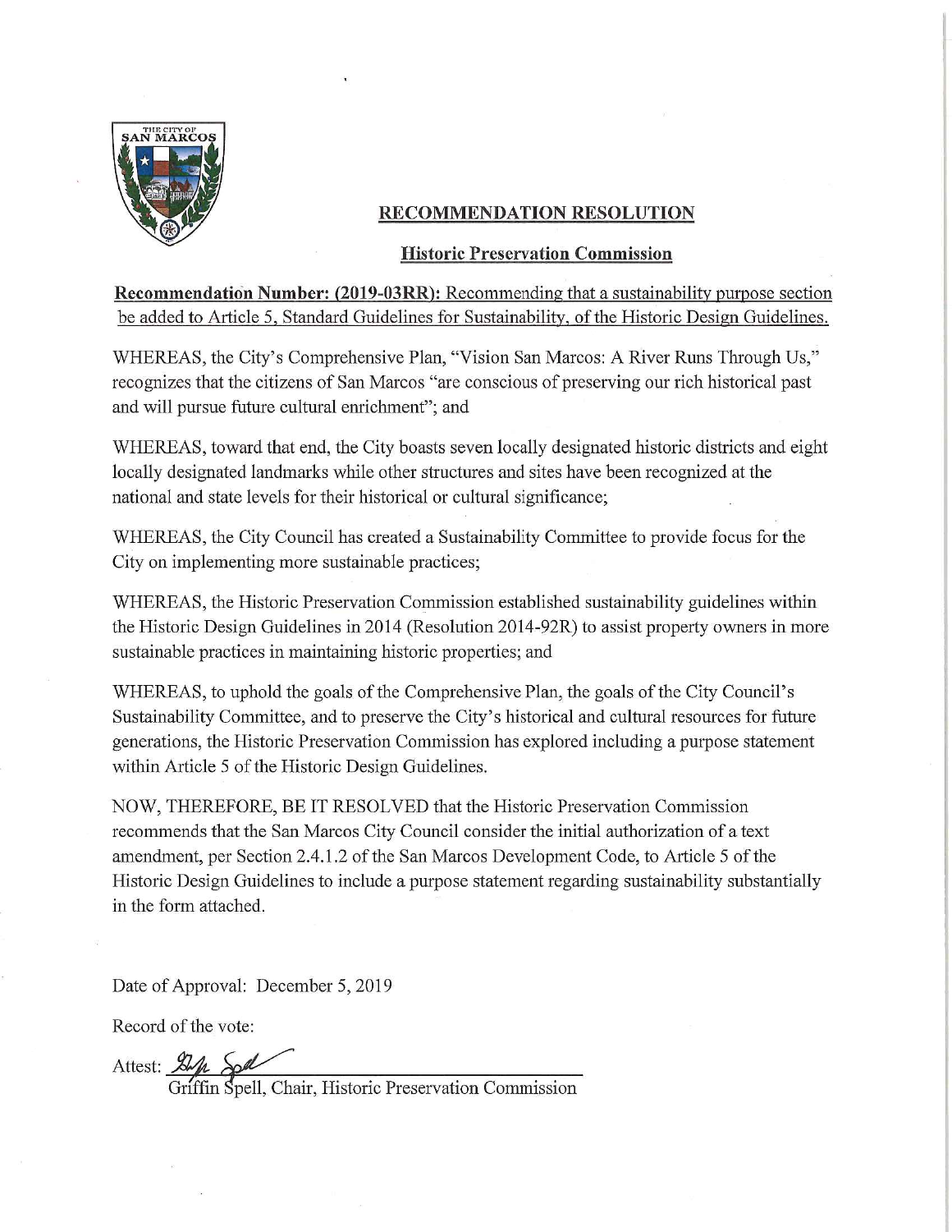## RECOMMENDATION RESOLUTION

### Historic Preservation Commission

**Recommendation Number: (2019-03RR): Recommending that a sustainability purpose section be added to Article 5, Standard Guidelines for Sustainability, of the Historic Design Guidelines.**

WHEREAS, the City's Comprehensive Plan, "Vision San Marcos: A River Runs Through Us," recognizes that the citizens of San Marcos "are conscious of preserving our rich historical past and will pursue future cultural enrichment"; and

WHEREAS, toward that end, the City boasts seven locally designated historic districts and eight locally designated landmarks while other structures and sites have been recognized at the national and state levels for their historical or cultural significance;

WHEREAS, the City Council has created a Sustainability Committee to provide focus for the City on implementing more sustainable practices;

WHEREAS, the Historic Preservation Commission established sustainability guidelines within the Historic Design Guidelines in 2014 (Resolution 2014-92R) to assist property owners in more sustainable practices in maintaining historic properties; and

WHEREAS, to uphold the goals of the Comprehensive Plan, the goals of the City Council's Sustainability Committee, and to preserve the City's historical and cultural resources for future generations, the Historic Preservation Commission has explored including a purpose statement within Article 5 of the Historic Design Guidelines.

NOW, THEREFORE, BE IT RESOLVED that the Historic Preservation Commission recommends that the San Marcos City Council consider the initial authorization of a text amendment, per Section 2.4.1.2 of the San Marcos Development Code, to Article 5 of the Historic Design Guidelines to include a purpose statement regarding sustainability substantially in the form attached.

Date of Approval: December 5, 2019

Record of the vote:

Attest: ______________________________

Griffin Spell, Chair, Historic Preservation Commission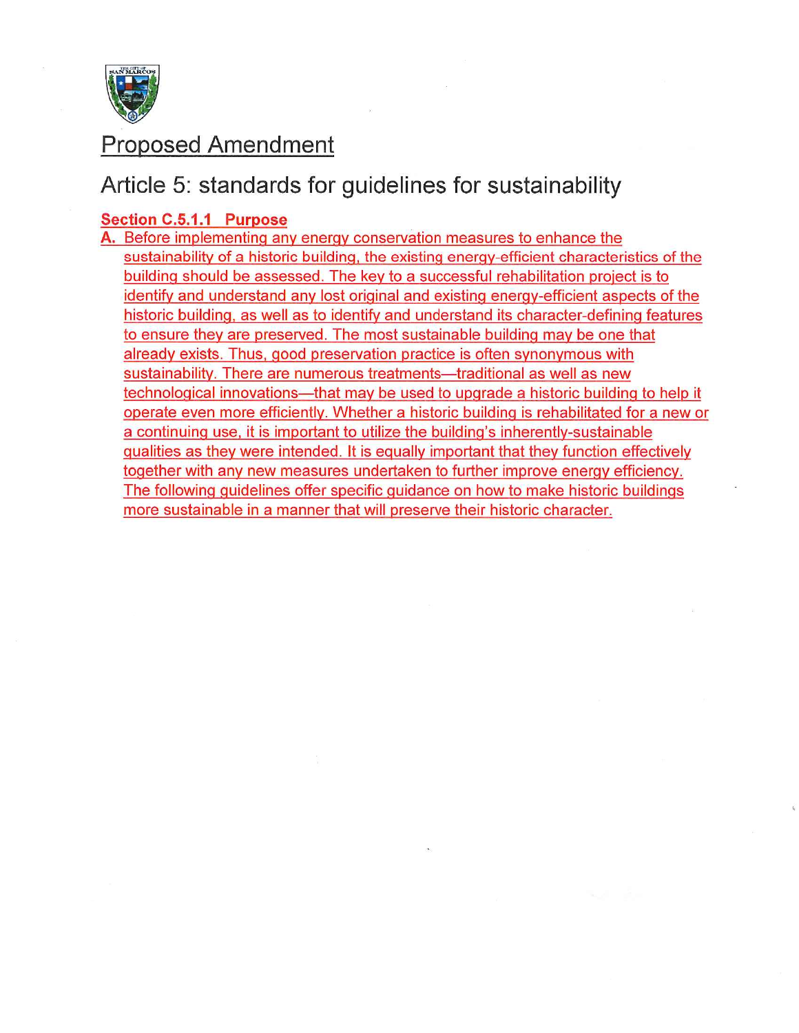# Proposed Amendment

## Article 5: standards for guidelines for sustainability

### Section C.5.1.1 Purpose

A. Before implementing any energy conservation measures to enhance the sustainability of a historic building, the existing energy-efficient characteristics of the building should be assessed. The key to a successful rehabilitation project is to identify and understand any lost original and existing energy-efficient aspects of the historic building, as well as to identify and understand its character-defining features to ensure they are preserved. The most sustainable building may be one that already exists. Thus, good preservation practice is often synonymous with sustainability. There are numerous treatments—traditional as well as new technological innovations—that may be used to upgrade a historic building to help it operate even more efficiently. Whether a historic building is rehabilitated for a new or a continuing use, it is important to utilize the building's inherently-sustainable qualities as they were intended. It is equally important that they function effectively together with any new measures undertaken to further improve energy efficiency. The following guidelines offer specific guidance on how to make historic buildings more sustainable in a manner that will preserve their historic character.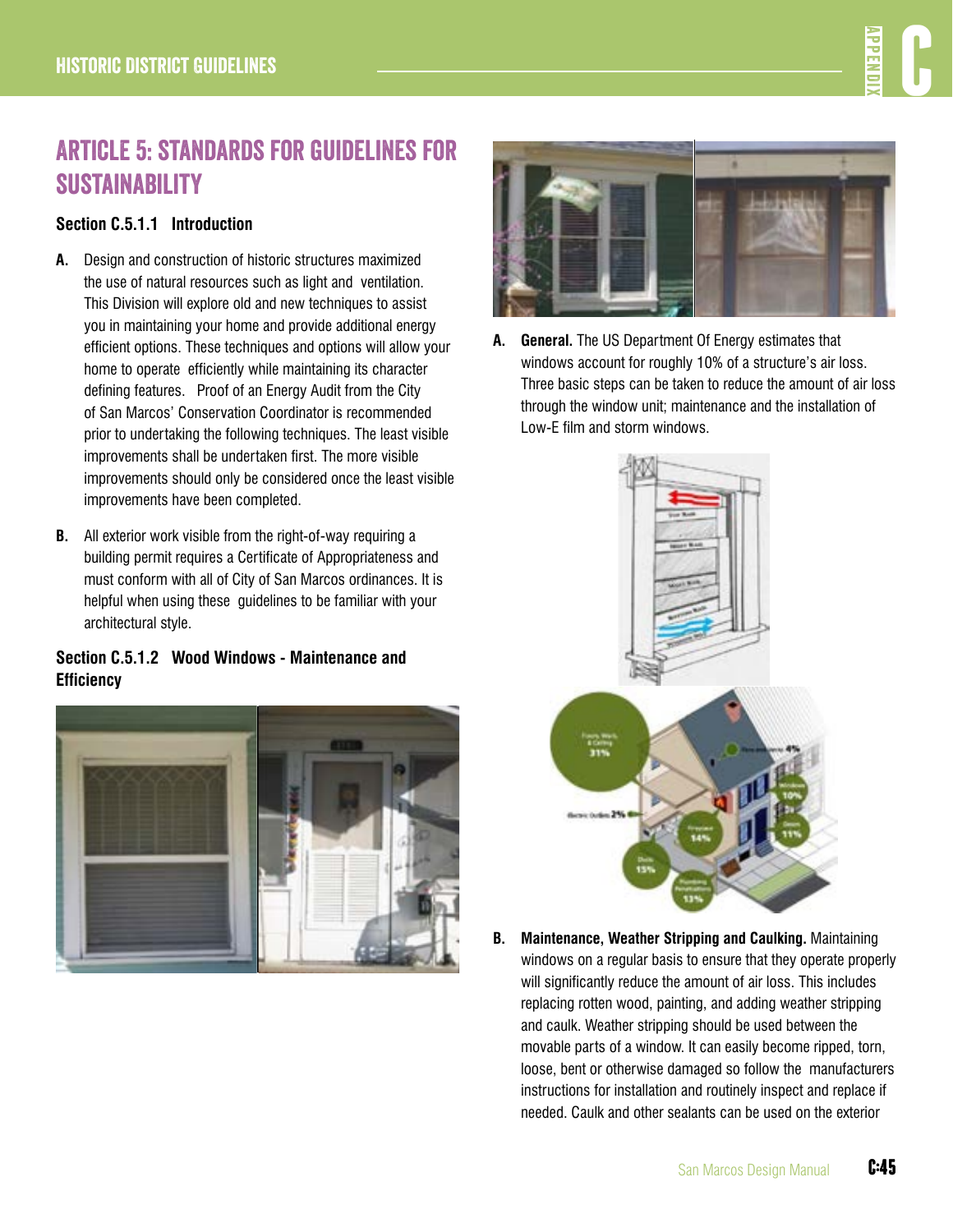# ARTICLE 5: STANDARDS FOR GUIDELINES FOR SUSTAINABILITY

### Section C.5.1.1 Introduction

**A.** Design and construction of historic structures maximized the use of natural resources such as light and ventilation. This Division will explore old and new techniques to assist you in maintaining your home and provide additional energy efficient options. These techniques and options will allow your home to operate efficiently while maintaining its character defining features. Proof of an Energy Audit from the City of San Marcos' Conservation Coordinator is recommended prior to undertaking the following techniques. The least visible improvements shall be undertaken first. The more visible improvements should only be considered once the least visible improvements have been completed.

**B.** All exterior work visible from the right-of-way requiring a building permit requires a Certificate of Appropriateness and must conform with all of City of San Marcos ordinances. It is helpful when using these guidelines to be familiar with your architectural style.

### Section C.5.1.2 Wood Windows - Maintenance and Efficiency

**A. General.** The US Department Of Energy estimates that windows account for roughly 10% of a structure's air loss. Three basic steps can be taken to reduce the amount of air loss through the window unit; maintenance and the installation of Low-E film and storm windows.

**B. Maintenance, Weather Stripping and Caulking.** Maintaining windows on a regular basis to ensure that they operate properly will significantly reduce the amount of air loss. This includes replacing rotten wood, painting, and adding weather stripping and caulk. Weather stripping should be used between the movable parts of a window. It can easily become ripped, torn, loose, bent or otherwise damaged so follow the manufacturers instructions for installation and routinely inspect and replace if needed. Caulk and other sealants can be used on the exterior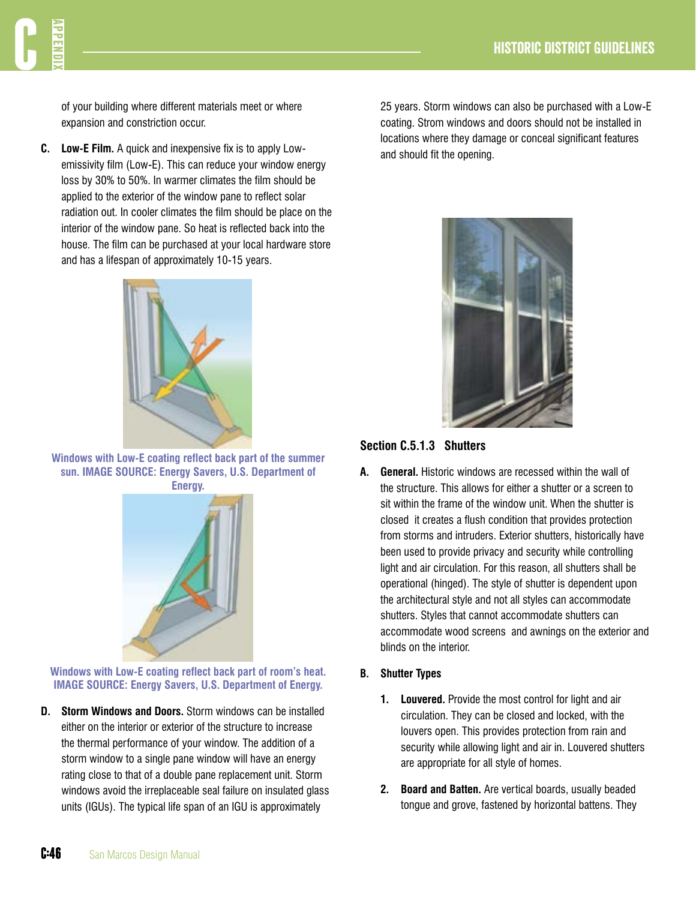of your building where different materials meet or where expansion and constriction occur.

**C. Low-E Film.** A quick and inexpensive fix is to apply Low-emissivity film (Low-E). This can reduce your window energy loss by 30% to 50%. In warmer climates the film should be applied to the exterior of the window pane to reflect solar radiation out. In cooler climates the film should be place on the interior of the window pane. So heat is reflected back into the house. The film can be purchased at your local hardware store and has a lifespan of approximately 10-15 years.

Windows with Low-E coating reflect back part of the summer sun. IMAGE SOURCE: Energy Savers, U.S. Department of Energy.

Windows with Low-E coating reflect back part of room's heat. IMAGE SOURCE: Energy Savers, U.S. Department of Energy.

**D. Storm Windows and Doors.** Storm windows can be installed either on the interior or exterior of the structure to increase the thermal performance of your window. The addition of a storm window to a single pane window will have an energy rating close to that of a double pane replacement unit. Storm windows avoid the irreplaceable seal failure on insulated glass units (IGUs). The typical life span of an IGU is approximately 25 years. Storm windows can also be purchased with a Low-E coating. Strom windows and doors should not be installed in locations where they damage or conceal significant features and should fit the opening.

### Section C.5.1.3 Shutters

**A. General.** Historic windows are recessed within the wall of the structure. This allows for either a shutter or a screen to sit within the frame of the window unit. When the shutter is closed it creates a flush condition that provides protection from storms and intruders. Exterior shutters, historically have been used to provide privacy and security while controlling light and air circulation. For this reason, all shutters shall be operational (hinged). The style of shutter is dependent upon the architectural style and not all styles can accommodate shutters. Styles that cannot accommodate shutters can accommodate wood screens and awnings on the exterior and blinds on the interior.

**B. Shutter Types**

1. **Louvered.** Provide the most control for light and air circulation. They can be closed and locked, with the louvers open. This provides protection from rain and security while allowing light and air in. Louvered shutters are appropriate for all style of homes.

2. **Board and Batten.** Are vertical boards, usually beaded tongue and grove, fastened by horizontal battens. They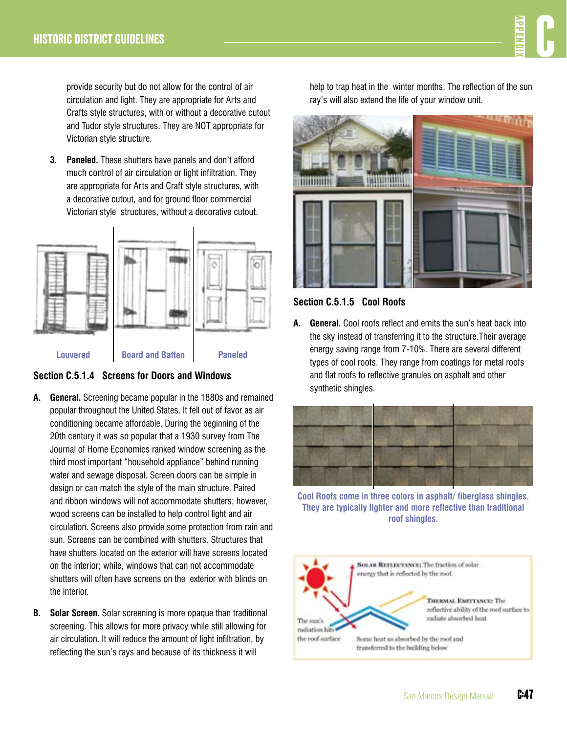provide security but do not allow for the control of air circulation and light. They are appropriate for Arts and Crafts style structures, with or without a decorative cutout and Tudor style structures. They are NOT appropriate for Victorian style structure.

3. **Paneled.** These shutters have panels and don't afford much control of air circulation or light infiltration. They are appropriate for Arts and Craft style structures, with a decorative cutout, and for ground floor commercial Victorian style structures, without a decorative cutout.

Louvered | Board and Batten | Paneled

### Section C.5.1.4 Screens for Doors and Windows

**A. General.** Screening became popular in the 1880s and remained popular throughout the United States. It fell out of favor as air conditioning became affordable. During the beginning of the 20th century it was so popular that a 1930 survey from The Journal of Home Economics ranked window screening as the third most important "household appliance" behind running water and sewage disposal. Screen doors can be simple in design or can match the style of the main structure. Paired and ribbon windows will not accommodate shutters; however, wood screens can be installed to help control light and air circulation. Screens also provide some protection from rain and sun. Screens can be combined with shutters. Structures that have shutters located on the exterior will have screens located on the interior; while, windows that can not accommodate shutters will often have screens on the exterior with blinds on the interior.

**B. Solar Screen.** Solar screening is more opaque than traditional screening. This allows for more privacy while still allowing for air circulation. It will reduce the amount of light infiltration, by reflecting the sun's rays and because of its thickness it will help to trap heat in the winter months. The reflection of the sun ray's will also extend the life of your window unit.

### Section C.5.1.5 Cool Roofs

**A. General.** Cool roofs reflect and emits the sun's heat back into the sky instead of transferring it to the structure.Their average energy saving range from 7-10%. There are several different types of cool roofs. They range from coatings for metal roofs and flat roofs to reflective granules on asphalt and other synthetic shingles.

Cool Roofs come in three colors in asphalt/ fiberglass shingles. They are typically lighter and more reflective than traditional roof shingles.

Solar Reflectance: The fraction of solar energy that is reflected by the roof.

Thermal Emittance: The reflective ability of the roof surface to radiate absorbed heat

The sun's radiation hits the roof surface

Some heat us absorbed by the roof and transferred to the building below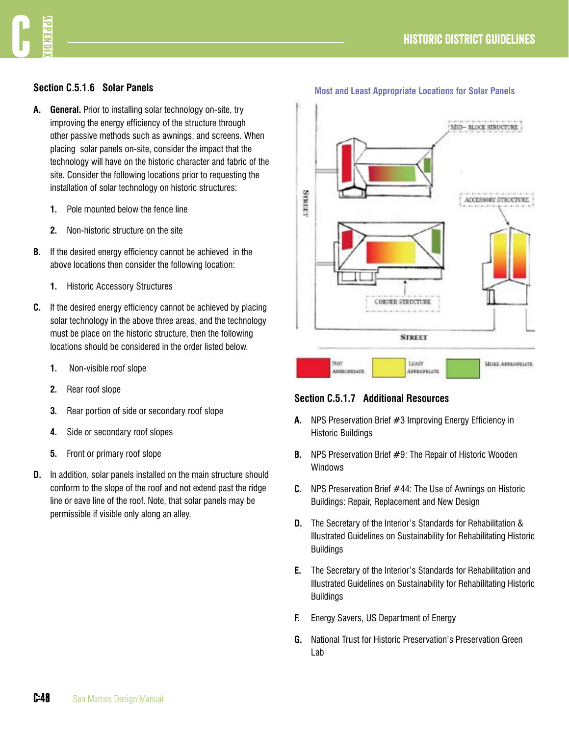### Section C.5.1.6 Solar Panels

**A.** **General.** Prior to installing solar technology on-site, try improving the energy efficiency of the structure through other passive methods such as awnings, and screens. When placing solar panels on-site, consider the impact that the technology will have on the historic character and fabric of the site. Consider the following locations prior to requesting the installation of solar technology on historic structures:

1. Pole mounted below the fence line
2. Non-historic structure on the site

**B.** If the desired energy efficiency cannot be achieved in the above locations then consider the following location:

1. Historic Accessory Structures

**C.** If the desired energy efficiency cannot be achieved by placing solar technology in the above three areas, and the technology must be place on the historic structure, then the following locations should be considered in the order listed below.

1. Non-visible roof slope
2. Rear roof slope
3. Rear portion of side or secondary roof slope
4. Side or secondary roof slopes
5. Front or primary roof slope

**D.** In addition, solar panels installed on the main structure should conform to the slope of the roof and not extend past the ridge line or eave line of the roof. Note, that solar panels may be permissible if visible only along an alley.

Most and Least Appropriate Locations for Solar Panels

MID-BLOCK STRUCTURE

ACCESSORY STRUCTURE

CORNER STRUCTURE

STREET

STREET

NOT APPROPRIATE

LEAST APPROPRIATE

MORE APPROPRIATE

### Section C.5.1.7 Additional Resources

**A.** NPS Preservation Brief #3 Improving Energy Efficiency in Historic Buildings

**B.** NPS Preservation Brief #9: The Repair of Historic Wooden Windows

**C.** NPS Preservation Brief #44: The Use of Awnings on Historic Buildings: Repair, Replacement and New Design

**D.** The Secretary of the Interior's Standards for Rehabilitation & Illustrated Guidelines on Sustainability for Rehabilitating Historic Buildings

**E.** The Secretary of the Interior's Standards for Rehabilitation and Illustrated Guidelines on Sustainability for Rehabilitating Historic Buildings

**F.** Energy Savers, US Department of Energy

**G.** National Trust for Historic Preservation's Preservation Green Lab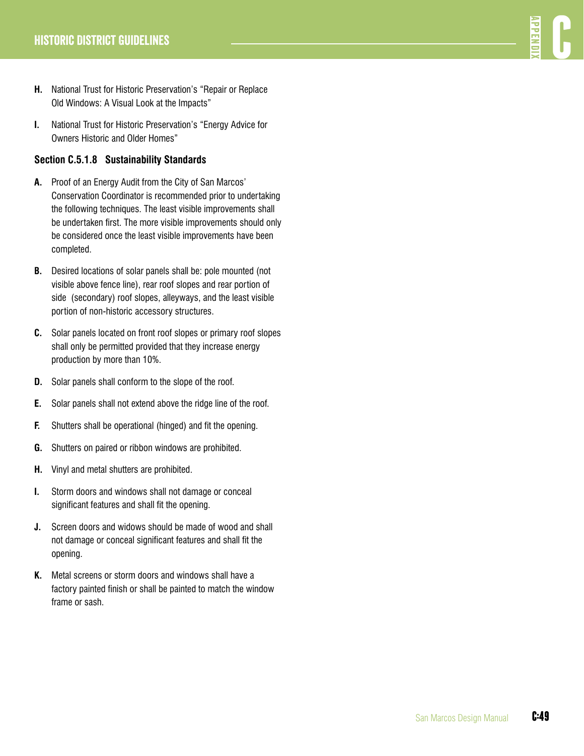H. National Trust for Historic Preservation's "Repair or Replace Old Windows: A Visual Look at the Impacts"

I. National Trust for Historic Preservation's "Energy Advice for Owners Historic and Older Homes"

### Section C.5.1.8 Sustainability Standards

A. Proof of an Energy Audit from the City of San Marcos' Conservation Coordinator is recommended prior to undertaking the following techniques. The least visible improvements shall be undertaken first. The more visible improvements should only be considered once the least visible improvements have been completed.

B. Desired locations of solar panels shall be: pole mounted (not visible above fence line), rear roof slopes and rear portion of side (secondary) roof slopes, alleyways, and the least visible portion of non-historic accessory structures.

C. Solar panels located on front roof slopes or primary roof slopes shall only be permitted provided that they increase energy production by more than 10%.

D. Solar panels shall conform to the slope of the roof.

E. Solar panels shall not extend above the ridge line of the roof.

F. Shutters shall be operational (hinged) and fit the opening.

G. Shutters on paired or ribbon windows are prohibited.

H. Vinyl and metal shutters are prohibited.

I. Storm doors and windows shall not damage or conceal significant features and shall fit the opening.

J. Screen doors and widows should be made of wood and shall not damage or conceal significant features and shall fit the opening.

K. Metal screens or storm doors and windows shall have a factory painted finish or shall be painted to match the window frame or sash.